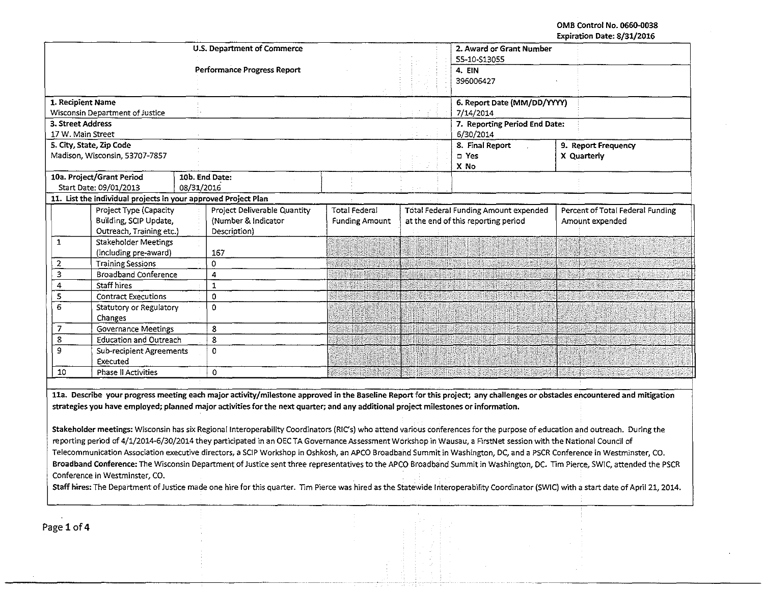OMB Control No. 0660-0038
Expiration Date: 8/31/2016

| U.S. Department of Commerce<br><br>Performance Progress Report | 2. Award or Grant Number<br>55-10-S13055<br>4. EIN<br>396006427 |
|---|---|
| 1. Recipient Name<br>Wisconsin Department of Justice | 6. Report Date (MM/DD/YYYY)<br>7/14/2014 |
| 3. Street Address<br>17 W. Main Street | 7. Reporting Period End Date:<br>6/30/2014 |
| 5. City, State, Zip Code<br>Madison, Wisconsin, 53707-7857 | 8. Final Report<br>□ Yes<br>X No<br><br>9. Report Frequency<br>X Quarterly |
| 10a. Project/Grant Period<br>Start Date: 09/01/2013<br><br>10b. End Date:<br>08/31/2016 | |

**11. List the individual projects in your approved Project Plan**

| | Project Type (Capacity Building, SCIP Update, Outreach, Training etc.) | Project Deliverable Quantity (Number & Indicator Description) | Total Federal Funding Amount | Total Federal Funding Amount expended at the end of this reporting period | Percent of Total Federal Funding Amount expended |
|---|---|---|---|---|---|
| 1 | Stakeholder Meetings (including pre-award) | 167 | | | |
| 2 | Training Sessions | 0 | | | |
| 3 | Broadband Conference | 4 | | | |
| 4 | Staff hires | 1 | | | |
| 5 | Contract Executions | 0 | | | |
| 6 | Statutory or Regulatory Changes | 0 | | | |
| 7 | Governance Meetings | 8 | | | |
| 8 | Education and Outreach | 8 | | | |
| 9 | Sub-recipient Agreements Executed | 0 | | | |
| 10 | Phase II Activities | 0 | | | |

**11a. Describe your progress meeting each major activity/milestone approved in the Baseline Report for this project; any challenges or obstacles encountered and mitigation strategies you have employed; planned major activities for the next quarter; and any additional project milestones or information.**

**Stakeholder meetings:** Wisconsin has six Regional Interoperability Coordinators (RIC's) who attend various conferences for the purpose of education and outreach. During the reporting period of 4/1/2014-6/30/2014 they participated in an OEC TA Governance Assessment Workshop in Wausau, a FirstNet session with the National Council of Telecommunication Association executive directors, a SCIP Workshop in Oshkosh, an APCO Broadband Summit in Washington, DC, and a PSCR Conference in Westminster, CO.

**Broadband Conference:** The Wisconsin Department of Justice sent three representatives to the APCO Broadband Summit in Washington, DC. Tim Pierce, SWIC, attended the PSCR Conference in Westminster, CO.

**Staff hires:** The Department of Justice made one hire for this quarter. Tim Pierce was hired as the Statewide Interoperability Coordinator (SWIC) with a start date of April 21, 2014.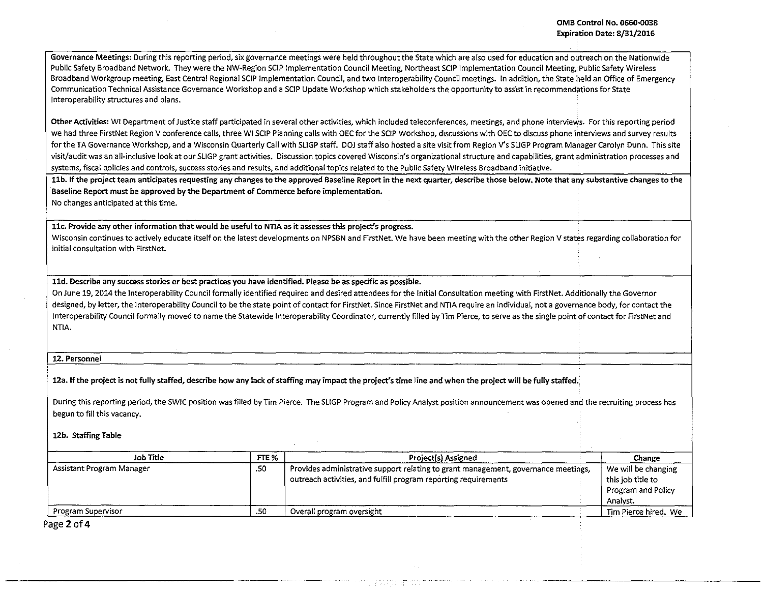**Governance Meetings:** During this reporting period, six governance meetings were held throughout the State which are also used for education and outreach on the Nationwide Public Safety Broadband Network. They were the NW-Region SCIP Implementation Council Meeting, Northeast SCIP Implementation Council Meeting, Public Safety Wireless Broadband Workgroup meeting, East Central Regional SCIP Implementation Council, and two Interoperability Council meetings. In addition, the State held an Office of Emergency Communication Technical Assistance Governance Workshop and a SCIP Update Workshop which stakeholders the opportunity to assist in recommendations for State Interoperability structures and plans.

**Other Activities:** WI Department of Justice staff participated in several other activities, which included teleconferences, meetings, and phone interviews. For this reporting period we had three FirstNet Region V conference calls, three WI SCIP Planning calls with OEC for the SCIP Workshop, discussions with OEC to discuss phone interviews and survey results for the TA Governance Workshop, and a Wisconsin Quarterly Call with SLIGP staff. DOJ staff also hosted a site visit from Region V's SLIGP Program Manager Carolyn Dunn. This site visit/audit was an all-inclusive look at our SLIGP grant activities. Discussion topics covered Wisconsin's organizational structure and capabilities, grant administration processes and systems, fiscal policies and controls, success stories and results, and additional topics related to the Public Safety Wireless Broadband initiative.

**11b. If the project team anticipates requesting any changes to the approved Baseline Report in the next quarter, describe those below. Note that any substantive changes to the Baseline Report must be approved by the Department of Commerce before implementation.**

No changes anticipated at this time.

**11c. Provide any other information that would be useful to NTIA as it assesses this project's progress.**

Wisconsin continues to actively educate itself on the latest developments on NPSBN and FirstNet. We have been meeting with the other Region V states regarding collaboration for initial consultation with FirstNet.

**11d. Describe any success stories or best practices you have identified. Please be as specific as possible.**

On June 19, 2014 the Interoperability Council formally identified required and desired attendees for the Initial Consultation meeting with FirstNet. Additionally the Governor designed, by letter, the Interoperability Council to be the state point of contact for FirstNet. Since FirstNet and NTIA require an individual, not a governance body, for contact the Interoperability Council formally moved to name the Statewide Interoperability Coordinator, currently filled by Tim Pierce, to serve as the single point of contact for FirstNet and NTIA.

**12. Personnel**

**12a. If the project is not fully staffed, describe how any lack of staffing may impact the project's time line and when the project will be fully staffed.**

During this reporting period, the SWIC position was filled by Tim Pierce. The SLIGP Program and Policy Analyst position announcement was opened and the recruiting process has begun to fill this vacancy.

**12b. Staffing Table**

| Job Title | FTE % | Project(s) Assigned | Change |
|---|---|---|---|
| Assistant Program Manager | .50 | Provides administrative support relating to grant management, governance meetings, outreach activities, and fulfill program reporting requirements | We will be changing this job title to Program and Policy Analyst. |
| Program Supervisor | .50 | Overall program oversight | Tim Pierce hired. We |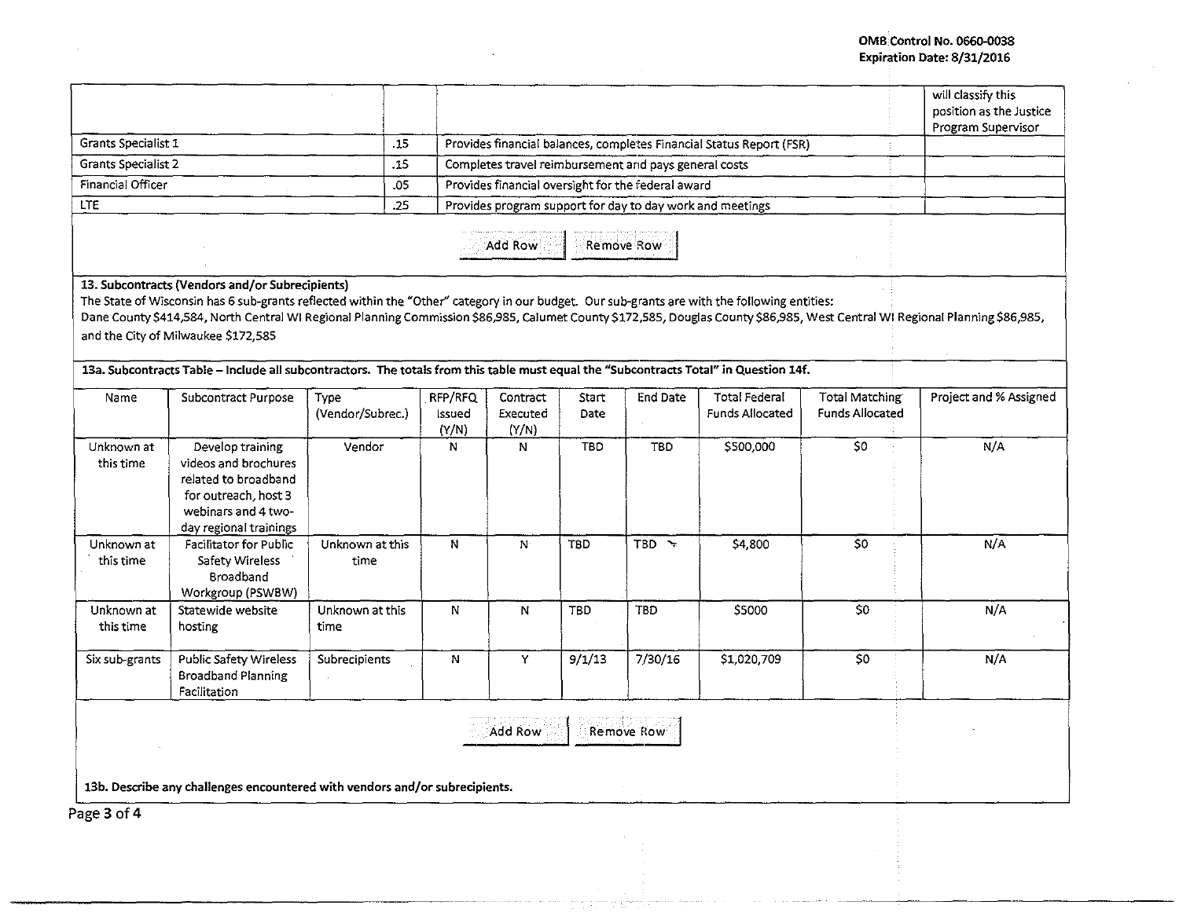| | | | |
|---|---|---|---|
| | | | will classify this position as the Justice Program Supervisor |
| Grants Specialist 1 | .15 | Provides financial balances, completes Financial Status Report (FSR) | |
| Grants Specialist 2 | .15 | Completes travel reimbursement and pays general costs | |
| Financial Officer | .05 | Provides financial oversight for the federal award | |
| LTE | .25 | Provides program support for day to day work and meetings | |

Add Row Remove Row

**13. Subcontracts (Vendors and/or Subrecipients)**

The State of Wisconsin has 6 sub-grants reflected within the "Other" category in our budget. Our sub-grants are with the following entities: Dane County $414,584, North Central WI Regional Planning Commission $86,985, Calumet County $172,585, Douglas County $86,985, West Central WI Regional Planning $86,985, and the City of Milwaukee $172,585

**13a. Subcontracts Table – Include all subcontractors. The totals from this table must equal the "Subcontracts Total" in Question 14f.**

| Name | Subcontract Purpose | Type (Vendor/Subrec.) | RFP/RFQ Issued (Y/N) | Contract Executed (Y/N) | Start Date | End Date | Total Federal Funds Allocated | Total Matching Funds Allocated | Project and % Assigned |
|---|---|---|---|---|---|---|---|---|---|
| Unknown at this time | Develop training videos and brochures related to broadband for outreach, host 3 webinars and 4 two-day regional trainings | Vendor | N | N | TBD | TBD | $500,000 | $0 | N/A |
| Unknown at this time | Facilitator for Public Safety Wireless Broadband Workgroup (PSWBW) | Unknown at this time | N | N | TBD | TBD | $4,800 | $0 | N/A |
| Unknown at this time | Statewide website hosting | Unknown at this time | N | N | TBD | TBD | $5000 | $0 | N/A |
| Six sub-grants | Public Safety Wireless Broadband Planning Facilitation | Subrecipients | N | Y | 9/1/13 | 7/30/16 | $1,020,709 | $0 | N/A |

Add Row Remove Row

**13b. Describe any challenges encountered with vendors and/or subrecipients.**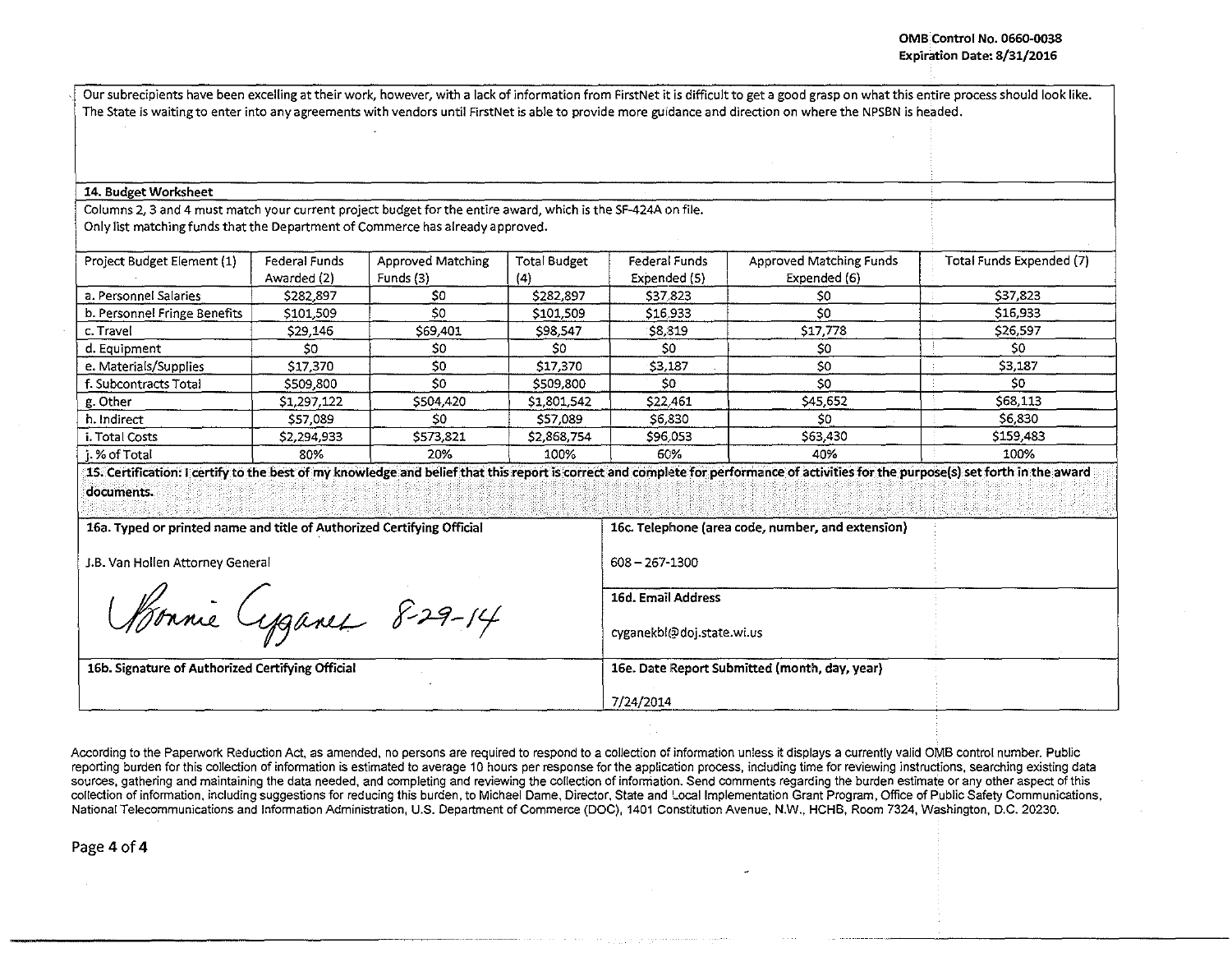Our subrecipients have been excelling at their work, however, with a lack of information from FirstNet it is difficult to get a good grasp on what this entire process should look like. The State is waiting to enter into any agreements with vendors until FirstNet is able to provide more guidance and direction on where the NPSBN is headed.

**14. Budget Worksheet**

Columns 2, 3 and 4 must match your current project budget for the entire award, which is the SF-424A on file.
Only list matching funds that the Department of Commerce has already approved.

| Project Budget Element (1) | Federal Funds Awarded (2) | Approved Matching Funds (3) | Total Budget (4) | Federal Funds Expended (5) | Approved Matching Funds Expended (6) | Total Funds Expended (7) |
|---|---|---|---|---|---|---|
| a. Personnel Salaries | $282,897 | $0 | $282,897 | $37,823 | $0 | $37,823 |
| b. Personnel Fringe Benefits | $101,509 | $0 | $101,509 | $16,933 | $0 | $16,933 |
| c. Travel | $29,146 | $69,401 | $98,547 | $8,819 | $17,778 | $26,597 |
| d. Equipment | $0 | $0 | $0 | $0 | $0 | $0 |
| e. Materials/Supplies | $17,370 | $0 | $17,370 | $3,187 | $0 | $3,187 |
| f. Subcontracts Total | $509,800 | $0 | $509,800 | $0 | $0 | $0 |
| g. Other | $1,297,122 | $504,420 | $1,801,542 | $22,461 | $45,652 | $68,113 |
| h. Indirect | $57,089 | $0 | $57,089 | $6,830 | $0 | $6,830 |
| i. Total Costs | $2,294,933 | $573,821 | $2,868,754 | $96,053 | $63,430 | $159,483 |
| j. % of Total | 80% | 20% | 100% | 60% | 40% | 100% |

**15. Certification: I certify to the best of my knowledge and belief that this report is correct and complete for performance of activities for the purpose(s) set forth in the award documents.**

| | |
|---|---|
| **16a. Typed or printed name and title of Authorized Certifying Official**<br>J.B. Van Hollen Attorney General<br>Bonnie Cyganek 8-29-14 | **16c. Telephone (area code, number, and extension)**<br>608 – 267-1300 |
| | **16d. Email Address**<br>cyganekbl@doj.state.wi.us |
| **16b. Signature of Authorized Certifying Official** | **16e. Date Report Submitted (month, day, year)**<br>7/24/2014 |

According to the Paperwork Reduction Act, as amended, no persons are required to respond to a collection of information unless it displays a currently valid OMB control number. Public reporting burden for this collection of information is estimated to average 10 hours per response for the application process, including time for reviewing instructions, searching existing data sources, gathering and maintaining the data needed, and completing and reviewing the collection of information. Send comments regarding the burden estimate or any other aspect of this collection of information, including suggestions for reducing this burden, to Michael Dame, Director, State and Local Implementation Grant Program, Office of Public Safety Communications, National Telecommunications and Information Administration, U.S. Department of Commerce (DOC), 1401 Constitution Avenue, N.W., HCHB, Room 7324, Washington, D.C. 20230.